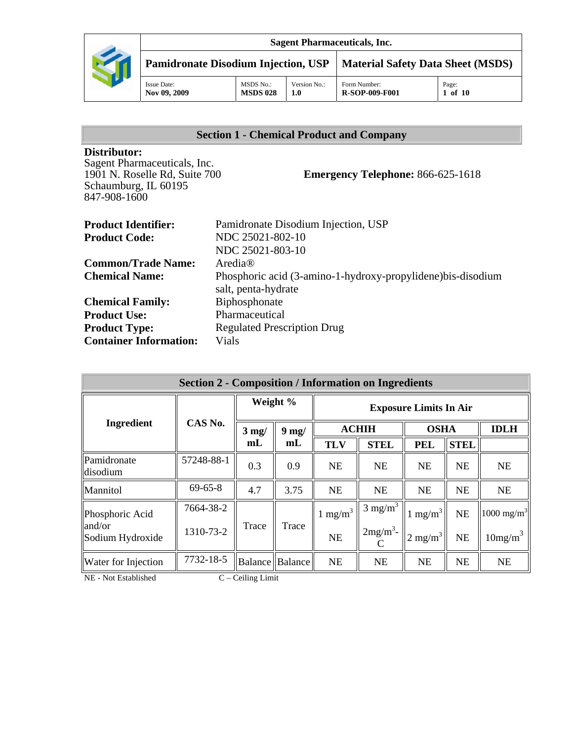| Sagent Pharmaceuticals, Inc. | | | | |
|---|---|---|---|---|
| **Pamidronate Disodium Injection, USP** | | | **Material Safety Data Sheet (MSDS)** | |
| Issue Date: **Nov 09, 2009** | MSDS No.: **MSDS 028** | Version No.: **1.0** | Form Number: **R-SOP-009-F001** | Page: **1 of 10** |

## Section 1 - Chemical Product and Company

**Distributor:**
Sagent Pharmaceuticals, Inc.
1901 N. Roselle Rd, Suite 700
Schaumburg, IL 60195
847-908-1600

**Emergency Telephone:** 866-625-1618

**Product Identifier:** Pamidronate Disodium Injection, USP
**Product Code:** NDC 25021-802-10
NDC 25021-803-10
**Common/Trade Name:** Aredia®
**Chemical Name:** Phosphoric acid (3-amino-1-hydroxy-propylidene)bis-disodium salt, penta-hydrate
**Chemical Family:** Biphosphonate
**Product Use:** Pharmaceutical
**Product Type:** Regulated Prescription Drug
**Container Information:** Vials

## Section 2 - Composition / Information on Ingredients

| Ingredient | CAS No. | Weight % | | Exposure Limits In Air | | | | |
|---|---|---|---|---|---|---|---|---|
| | | 3 mg/ mL | 9 mg/ mL | ACHIH | | OSHA | | IDLH |
| | | | | TLV | STEL | PEL | STEL | |
| Pamidronate disodium | 57248-88-1 | 0.3 | 0.9 | NE | NE | NE | NE | NE |
| Mannitol | 69-65-8 | 4.7 | 3.75 | NE | NE | NE | NE | NE |
| Phosphoric Acid and/or Sodium Hydroxide | 7664-38-2<br>1310-73-2 | Trace | Trace | 1 mg/m$^3$<br>NE | 3 mg/m$^3$<br>2mg/m$^3$-C | 1 mg/m$^3$<br>2 mg/m$^3$ | NE<br>NE | 1000 mg/m$^3$<br>10mg/m$^3$ |
| Water for Injection | 7732-18-5 | Balance | Balance | NE | NE | NE | NE | NE |

NE - Not Established C – Ceiling Limit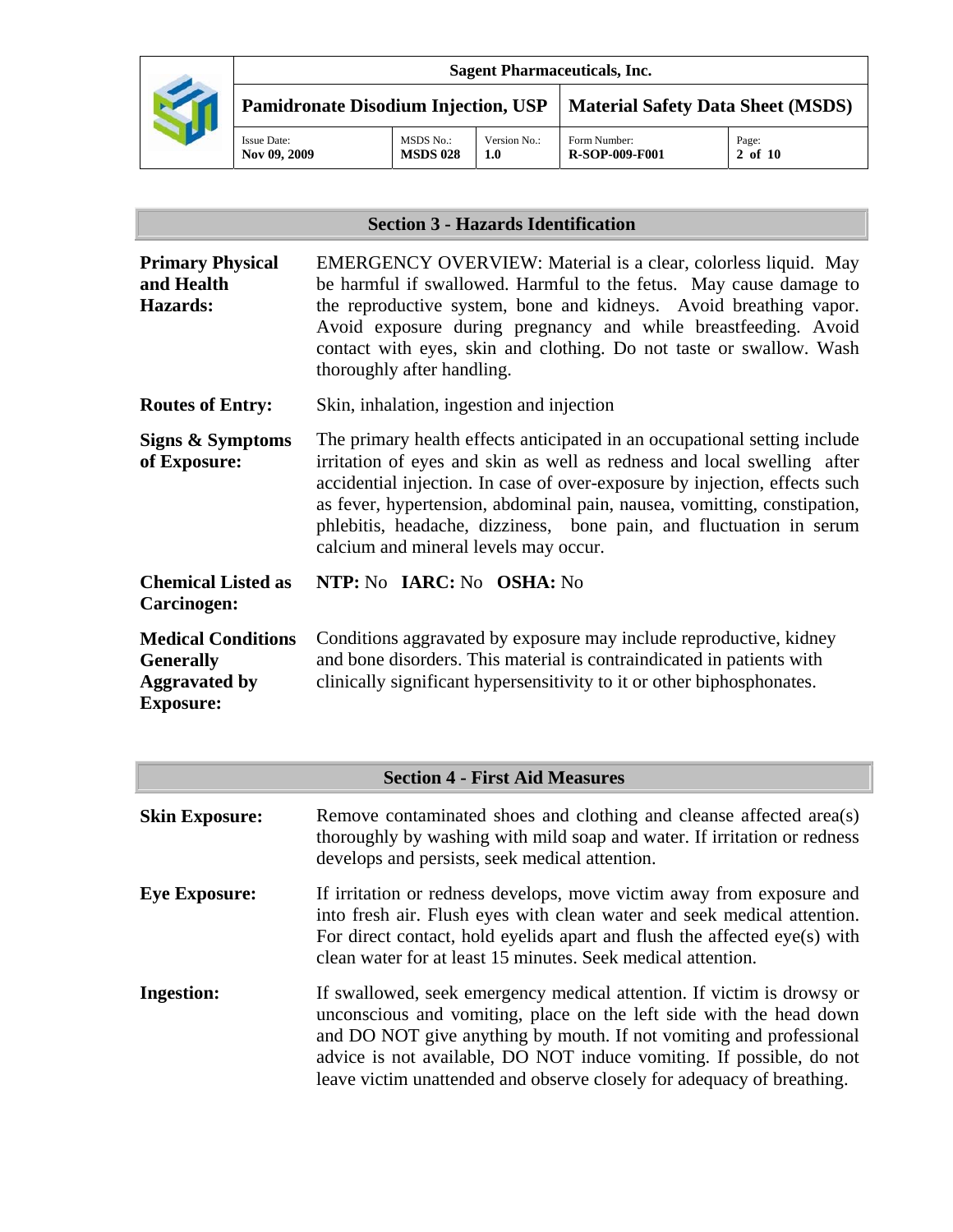## Section 3 - Hazards Identification

**Primary Physical and Health Hazards:** EMERGENCY OVERVIEW: Material is a clear, colorless liquid. May be harmful if swallowed. Harmful to the fetus. May cause damage to the reproductive system, bone and kidneys. Avoid breathing vapor. Avoid exposure during pregnancy and while breastfeeding. Avoid contact with eyes, skin and clothing. Do not taste or swallow. Wash thoroughly after handling.

**Routes of Entry:** Skin, inhalation, ingestion and injection

**Signs & Symptoms of Exposure:** The primary health effects anticipated in an occupational setting include irritation of eyes and skin as well as redness and local swelling after accidental injection. In case of over-exposure by injection, effects such as fever, hypertension, abdominal pain, nausea, vomitting, constipation, phlebitis, headache, dizziness, bone pain, and fluctuation in serum calcium and mineral levels may occur.

**Chemical Listed as Carcinogen:** **NTP:** No **IARC:** No **OSHA:** No

**Medical Conditions Generally Aggravated by Exposure:** Conditions aggravated by exposure may include reproductive, kidney and bone disorders. This material is contraindicated in patients with clinically significant hypersensitivity to it or other biphosphonates.

## Section 4 - First Aid Measures

**Skin Exposure:** Remove contaminated shoes and clothing and cleanse affected area(s) thoroughly by washing with mild soap and water. If irritation or redness develops and persists, seek medical attention.

**Eye Exposure:** If irritation or redness develops, move victim away from exposure and into fresh air. Flush eyes with clean water and seek medical attention. For direct contact, hold eyelids apart and flush the affected eye(s) with clean water for at least 15 minutes. Seek medical attention.

**Ingestion:** If swallowed, seek emergency medical attention. If victim is drowsy or unconscious and vomiting, place on the left side with the head down and DO NOT give anything by mouth. If not vomiting and professional advice is not available, DO NOT induce vomiting. If possible, do not leave victim unattended and observe closely for adequacy of breathing.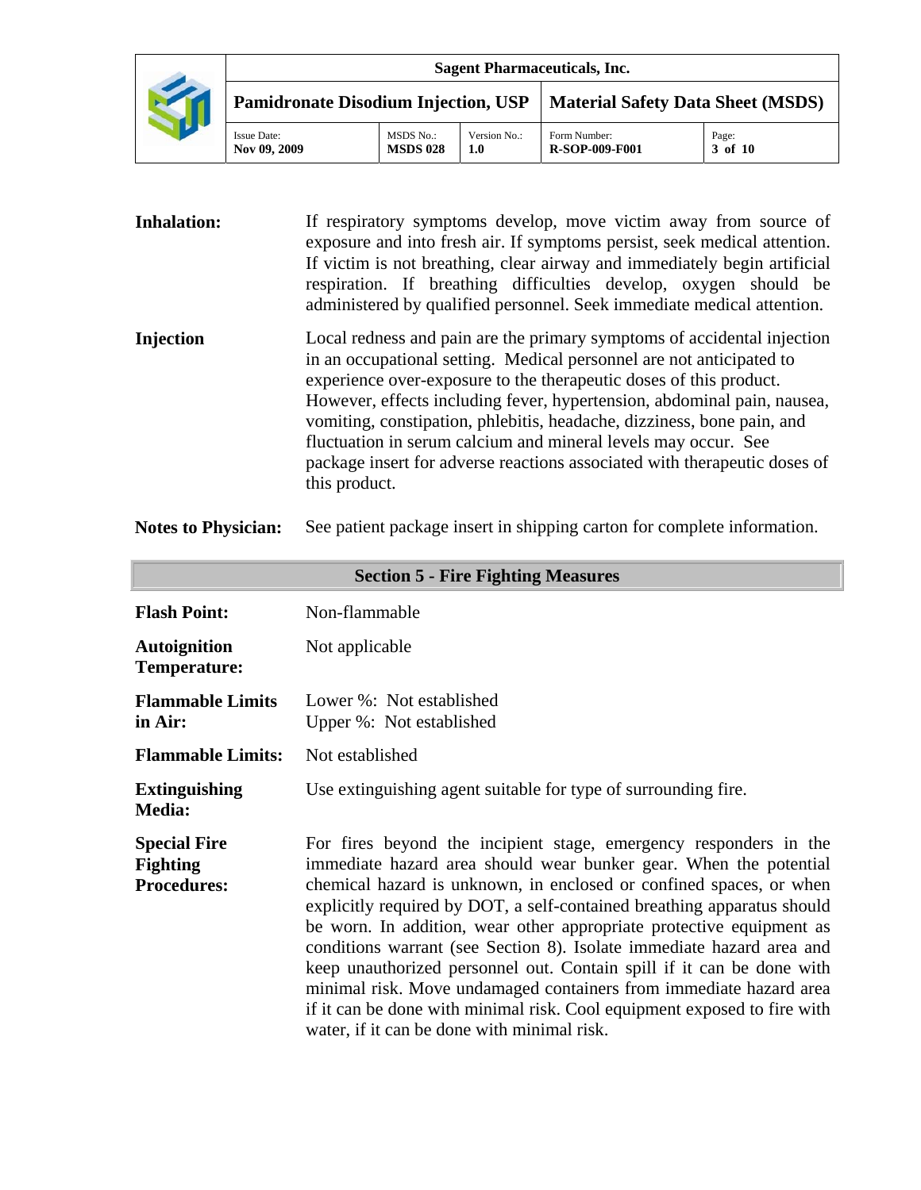**Inhalation:** If respiratory symptoms develop, move victim away from source of exposure and into fresh air. If symptoms persist, seek medical attention. If victim is not breathing, clear airway and immediately begin artificial respiration. If breathing difficulties develop, oxygen should be administered by qualified personnel. Seek immediate medical attention.

**Injection** Local redness and pain are the primary symptoms of accidental injection in an occupational setting. Medical personnel are not anticipated to experience over-exposure to the therapeutic doses of this product. However, effects including fever, hypertension, abdominal pain, nausea, vomiting, constipation, phlebitis, headache, dizziness, bone pain, and fluctuation in serum calcium and mineral levels may occur. See package insert for adverse reactions associated with therapeutic doses of this product.

**Notes to Physician:** See patient package insert in shipping carton for complete information.

## Section 5 - Fire Fighting Measures

**Flash Point:** Non-flammable

**Autoignition Temperature:** Not applicable

**Flammable Limits in Air:** Lower %: Not established
Upper %: Not established

**Flammable Limits:** Not established

**Extinguishing Media:** Use extinguishing agent suitable for type of surrounding fire.

**Special Fire Fighting Procedures:** For fires beyond the incipient stage, emergency responders in the immediate hazard area should wear bunker gear. When the potential chemical hazard is unknown, in enclosed or confined spaces, or when explicitly required by DOT, a self-contained breathing apparatus should be worn. In addition, wear other appropriate protective equipment as conditions warrant (see Section 8). Isolate immediate hazard area and keep unauthorized personnel out. Contain spill if it can be done with minimal risk. Move undamaged containers from immediate hazard area if it can be done with minimal risk. Cool equipment exposed to fire with water, if it can be done with minimal risk.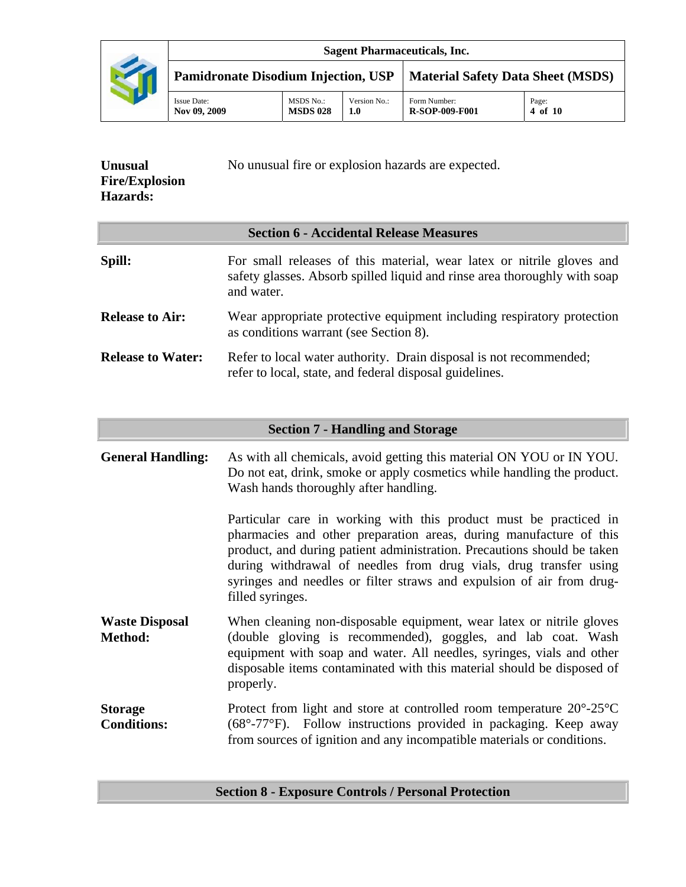**Unusual Fire/Explosion Hazards:** No unusual fire or explosion hazards are expected.

## Section 6 - Accidental Release Measures

**Spill:** For small releases of this material, wear latex or nitrile gloves and safety glasses. Absorb spilled liquid and rinse area thoroughly with soap and water.

**Release to Air:** Wear appropriate protective equipment including respiratory protection as conditions warrant (see Section 8).

**Release to Water:** Refer to local water authority. Drain disposal is not recommended; refer to local, state, and federal disposal guidelines.

## Section 7 - Handling and Storage

**General Handling:** As with all chemicals, avoid getting this material ON YOU or IN YOU. Do not eat, drink, smoke or apply cosmetics while handling the product. Wash hands thoroughly after handling.

Particular care in working with this product must be practiced in pharmacies and other preparation areas, during manufacture of this product, and during patient administration. Precautions should be taken during withdrawal of needles from drug vials, drug transfer using syringes and needles or filter straws and expulsion of air from drug-filled syringes.

**Waste Disposal Method:** When cleaning non-disposable equipment, wear latex or nitrile gloves (double gloving is recommended), goggles, and lab coat. Wash equipment with soap and water. All needles, syringes, vials and other disposable items contaminated with this material should be disposed of properly.

**Storage Conditions:** Protect from light and store at controlled room temperature 20°-25°C (68°-77°F). Follow instructions provided in packaging. Keep away from sources of ignition and any incompatible materials or conditions.

## Section 8 - Exposure Controls / Personal Protection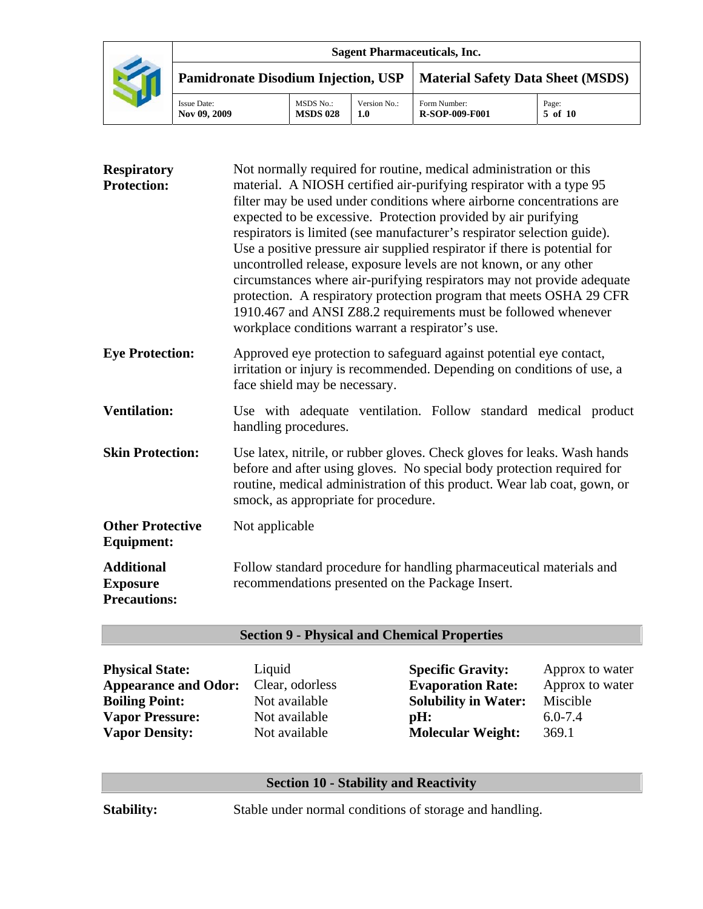**Respiratory Protection:** Not normally required for routine, medical administration or this material. A NIOSH certified air-purifying respirator with a type 95 filter may be used under conditions where airborne concentrations are expected to be excessive. Protection provided by air purifying respirators is limited (see manufacturer's respirator selection guide). Use a positive pressure air supplied respirator if there is potential for uncontrolled release, exposure levels are not known, or any other circumstances where air-purifying respirators may not provide adequate protection. A respiratory protection program that meets OSHA 29 CFR 1910.467 and ANSI Z88.2 requirements must be followed whenever workplace conditions warrant a respirator's use.

**Eye Protection:** Approved eye protection to safeguard against potential eye contact, irritation or injury is recommended. Depending on conditions of use, a face shield may be necessary.

**Ventilation:** Use with adequate ventilation. Follow standard medical product handling procedures.

**Skin Protection:** Use latex, nitrile, or rubber gloves. Check gloves for leaks. Wash hands before and after using gloves. No special body protection required for routine, medical administration of this product. Wear lab coat, gown, or smock, as appropriate for procedure.

**Other Protective Equipment:** Not applicable

**Additional Exposure Precautions:** Follow standard procedure for handling pharmaceutical materials and recommendations presented on the Package Insert.

## Section 9 - Physical and Chemical Properties

| | | | |
|---|---|---|---|
| **Physical State:** | Liquid | **Specific Gravity:** | Approx to water |
| **Appearance and Odor:** | Clear, odorless | **Evaporation Rate:** | Approx to water |
| **Boiling Point:** | Not available | **Solubility in Water:** | Miscible |
| **Vapor Pressure:** | Not available | **pH:** | 6.0-7.4 |
| **Vapor Density:** | Not available | **Molecular Weight:** | 369.1 |

## Section 10 - Stability and Reactivity

**Stability:** Stable under normal conditions of storage and handling.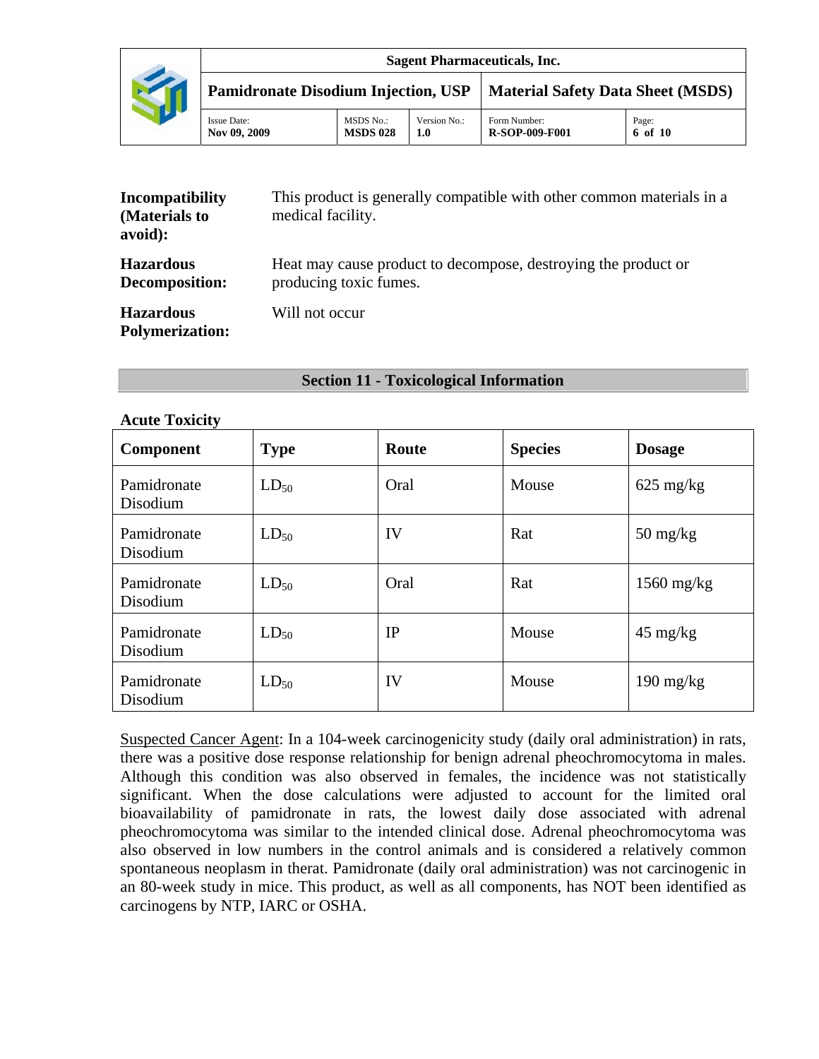**Incompatibility (Materials to avoid):** This product is generally compatible with other common materials in a medical facility.

**Hazardous Decomposition:** Heat may cause product to decompose, destroying the product or producing toxic fumes.

**Hazardous Polymerization:** Will not occur

## Section 11 - Toxicological Information

**Acute Toxicity**

| Component | Type | Route | Species | Dosage |
|---|---|---|---|---|
| Pamidronate Disodium | $LD_{50}$ | Oral | Mouse | 625 mg/kg |
| Pamidronate Disodium | $LD_{50}$ | IV | Rat | 50 mg/kg |
| Pamidronate Disodium | $LD_{50}$ | Oral | Rat | 1560 mg/kg |
| Pamidronate Disodium | $LD_{50}$ | IP | Mouse | 45 mg/kg |
| Pamidronate Disodium | $LD_{50}$ | IV | Mouse | 190 mg/kg |

Suspected Cancer Agent: In a 104-week carcinogenicity study (daily oral administration) in rats, there was a positive dose response relationship for benign adrenal pheochromocytoma in males. Although this condition was also observed in females, the incidence was not statistically significant. When the dose calculations were adjusted to account for the limited oral bioavailability of pamidronate in rats, the lowest daily dose associated with adrenal pheochromocytoma was similar to the intended clinical dose. Adrenal pheochromocytoma was also observed in low numbers in the control animals and is considered a relatively common spontaneous neoplasm in therat. Pamidronate (daily oral administration) was not carcinogenic in an 80-week study in mice. This product, as well as all components, has NOT been identified as carcinogens by NTP, IARC or OSHA.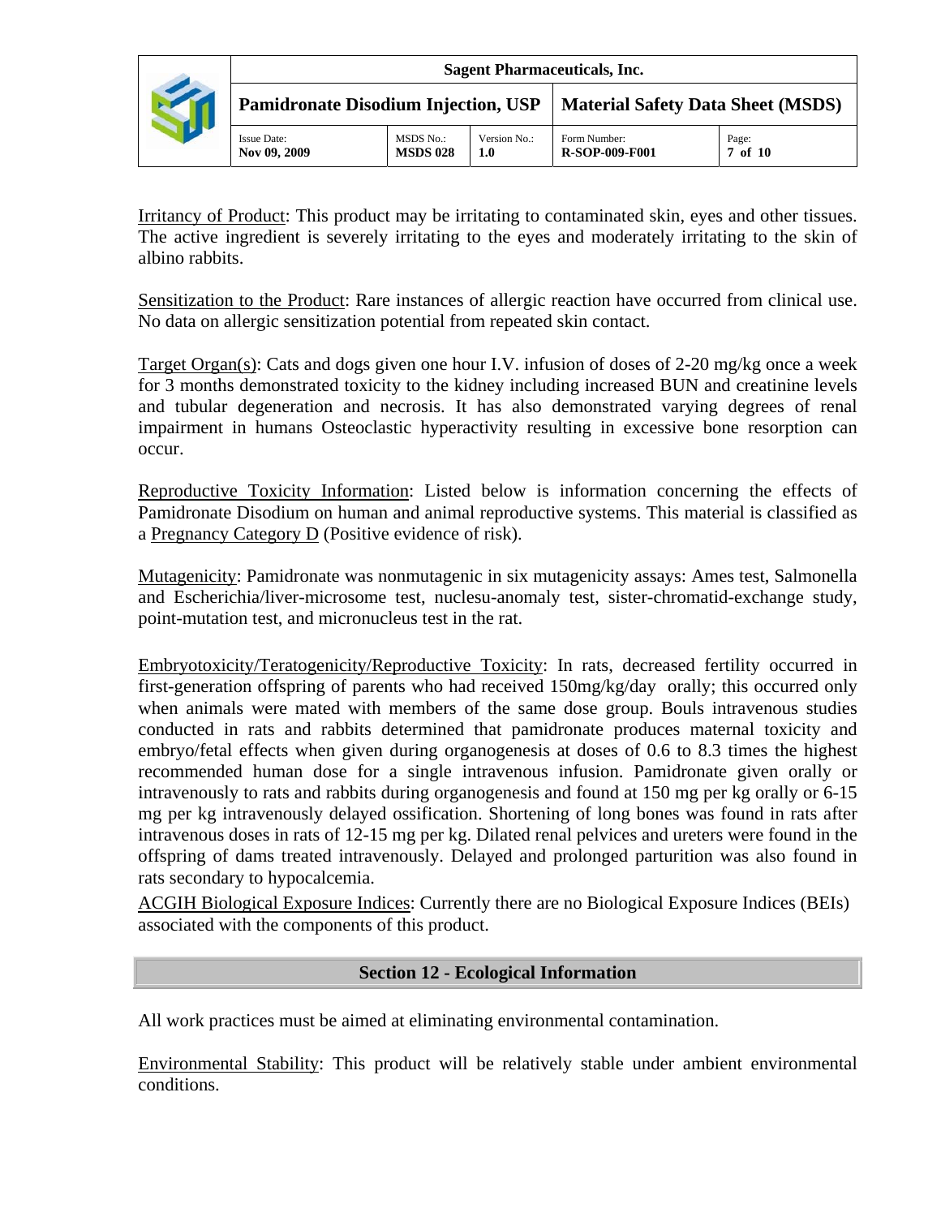Irritancy of Product: This product may be irritating to contaminated skin, eyes and other tissues. The active ingredient is severely irritating to the eyes and moderately irritating to the skin of albino rabbits.

Sensitization to the Product: Rare instances of allergic reaction have occurred from clinical use. No data on allergic sensitization potential from repeated skin contact.

Target Organ(s): Cats and dogs given one hour I.V. infusion of doses of 2-20 mg/kg once a week for 3 months demonstrated toxicity to the kidney including increased BUN and creatinine levels and tubular degeneration and necrosis. It has also demonstrated varying degrees of renal impairment in humans Osteoclastic hyperactivity resulting in excessive bone resorption can occur.

Reproductive Toxicity Information: Listed below is information concerning the effects of Pamidronate Disodium on human and animal reproductive systems. This material is classified as a Pregnancy Category D (Positive evidence of risk).

Mutagenicity: Pamidronate was nonmutagenic in six mutagenicity assays: Ames test, Salmonella and Escherichia/liver-microsome test, nuclesu-anomaly test, sister-chromatid-exchange study, point-mutation test, and micronucleus test in the rat.

Embryotoxicity/Teratogenicity/Reproductive Toxicity: In rats, decreased fertility occurred in first-generation offspring of parents who had received 150mg/kg/day orally; this occurred only when animals were mated with members of the same dose group. Bouls intravenous studies conducted in rats and rabbits determined that pamidronate produces maternal toxicity and embryo/fetal effects when given during organogenesis at doses of 0.6 to 8.3 times the highest recommended human dose for a single intravenous infusion. Pamidronate given orally or intravenously to rats and rabbits during organogenesis and found at 150 mg per kg orally or 6-15 mg per kg intravenously delayed ossification. Shortening of long bones was found in rats after intravenous doses in rats of 12-15 mg per kg. Dilated renal pelvices and ureters were found in the offspring of dams treated intravenously. Delayed and prolonged parturition was also found in rats secondary to hypocalcemia.

ACGIH Biological Exposure Indices: Currently there are no Biological Exposure Indices (BEIs) associated with the components of this product.

## Section 12 - Ecological Information

All work practices must be aimed at eliminating environmental contamination.

Environmental Stability: This product will be relatively stable under ambient environmental conditions.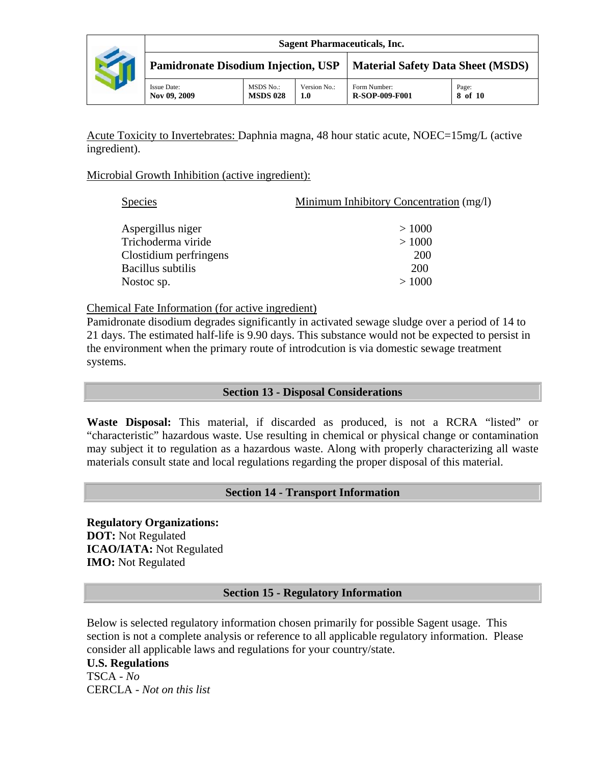Acute Toxicity to Invertebrates: Daphnia magna, 48 hour static acute, NOEC=15mg/L (active ingredient).

Microbial Growth Inhibition (active ingredient):

| Species | Minimum Inhibitory Concentration (mg/l) |
|---|---|
| Aspergillus niger | > 1000 |
| Trichoderma viride | > 1000 |
| Clostidium perfringens | 200 |
| Bacillus subtilis | 200 |
| Nostoc sp. | > 1000 |

Chemical Fate Information (for active ingredient)
Pamidronate disodium degrades significantly in activated sewage sludge over a period of 14 to 21 days. The estimated half-life is 9.90 days. This substance would not be expected to persist in the environment when the primary route of introdcution is via domestic sewage treatment systems.

## Section 13 - Disposal Considerations

**Waste Disposal:** This material, if discarded as produced, is not a RCRA "listed" or "characteristic" hazardous waste. Use resulting in chemical or physical change or contamination may subject it to regulation as a hazardous waste. Along with properly characterizing all waste materials consult state and local regulations regarding the proper disposal of this material.

## Section 14 - Transport Information

**Regulatory Organizations:**
**DOT:** Not Regulated
**ICAO/IATA:** Not Regulated
**IMO:** Not Regulated

## Section 15 - Regulatory Information

Below is selected regulatory information chosen primarily for possible Sagent usage. This section is not a complete analysis or reference to all applicable regulatory information. Please consider all applicable laws and regulations for your country/state.

**U.S. Regulations**
TSCA - *No*
CERCLA - *Not on this list*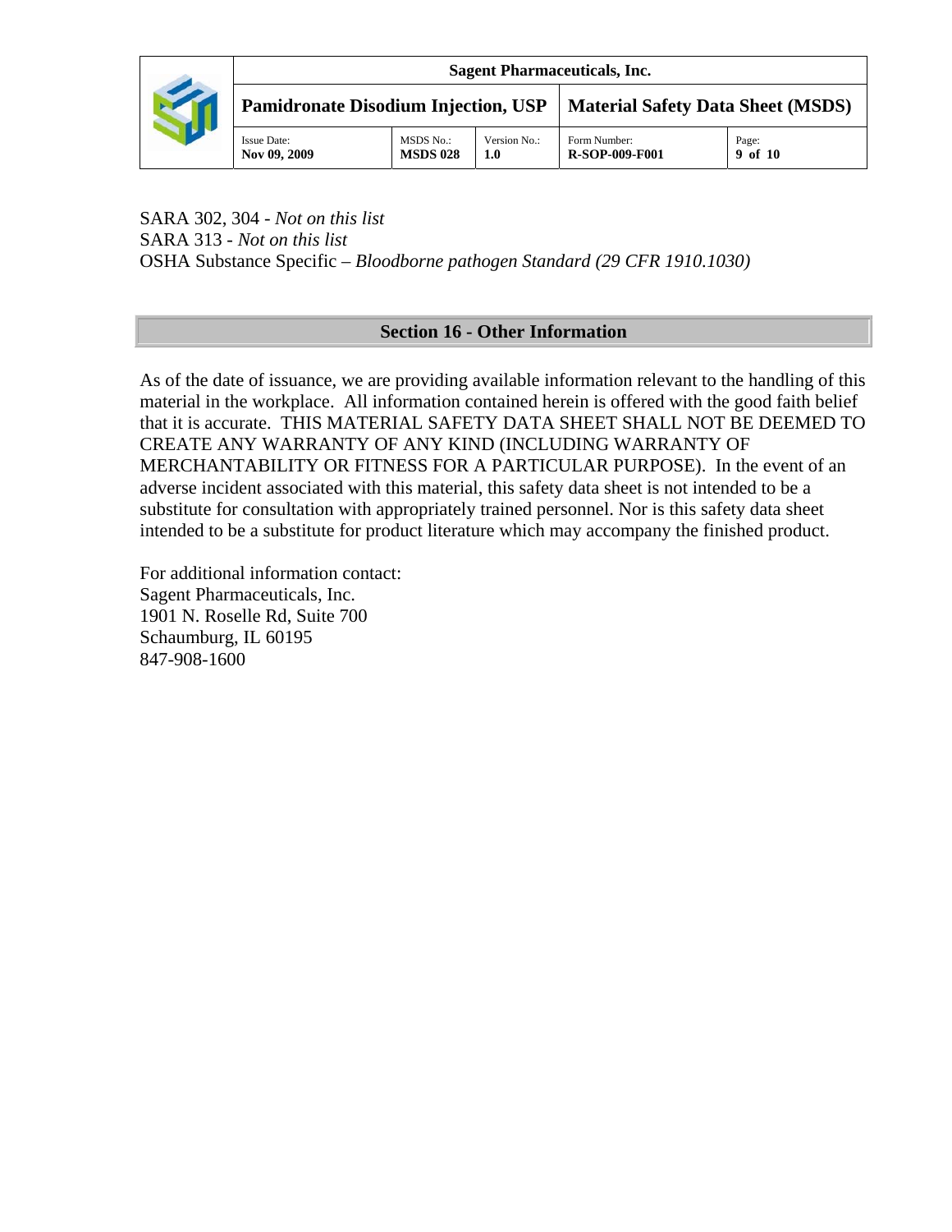SARA 302, 304 - *Not on this list*
SARA 313 - *Not on this list*
OSHA Substance Specific – *Bloodborne pathogen Standard (29 CFR 1910.1030)*

## Section 16 - Other Information

As of the date of issuance, we are providing available information relevant to the handling of this material in the workplace. All information contained herein is offered with the good faith belief that it is accurate. THIS MATERIAL SAFETY DATA SHEET SHALL NOT BE DEEMED TO CREATE ANY WARRANTY OF ANY KIND (INCLUDING WARRANTY OF MERCHANTABILITY OR FITNESS FOR A PARTICULAR PURPOSE). In the event of an adverse incident associated with this material, this safety data sheet is not intended to be a substitute for consultation with appropriately trained personnel. Nor is this safety data sheet intended to be a substitute for product literature which may accompany the finished product.

For additional information contact:
Sagent Pharmaceuticals, Inc.
1901 N. Roselle Rd, Suite 700
Schaumburg, IL 60195
847-908-1600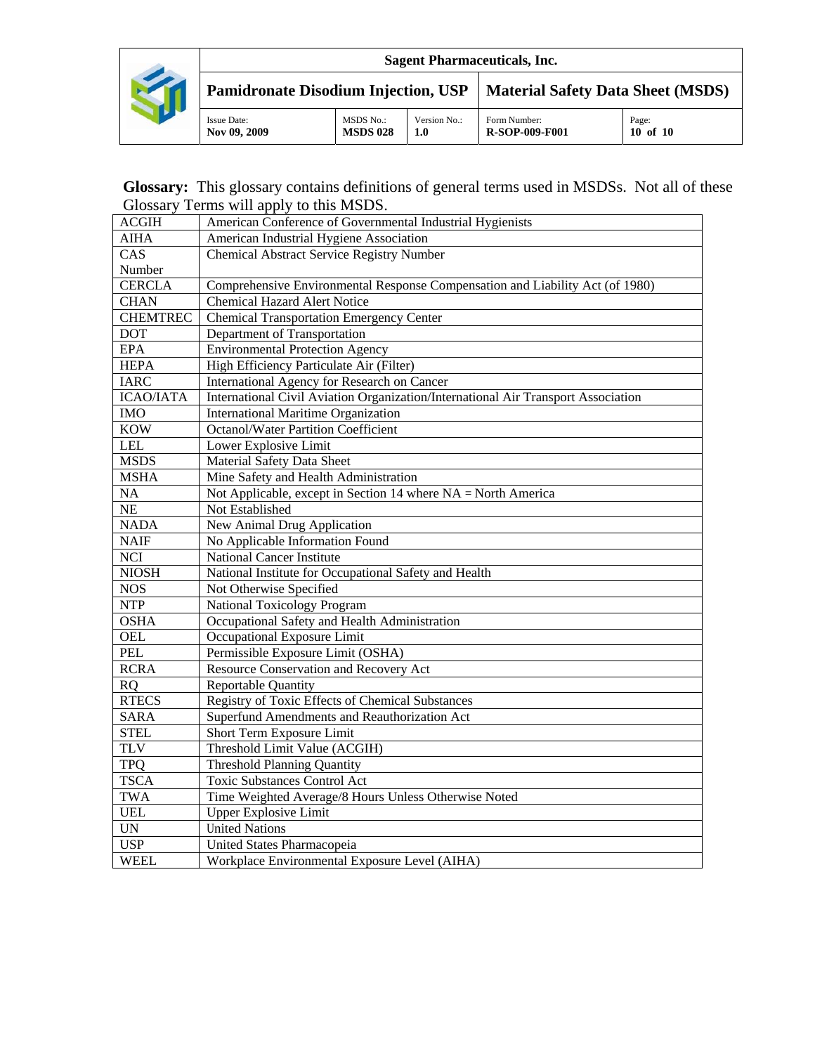**Glossary:** This glossary contains definitions of general terms used in MSDSs. Not all of these Glossary Terms will apply to this MSDS.

| | |
|---|---|
| ACGIH | American Conference of Governmental Industrial Hygienists |
| AIHA | American Industrial Hygiene Association |
| CAS Number | Chemical Abstract Service Registry Number |
| CERCLA | Comprehensive Environmental Response Compensation and Liability Act (of 1980) |
| CHAN | Chemical Hazard Alert Notice |
| CHEMTREC | Chemical Transportation Emergency Center |
| DOT | Department of Transportation |
| EPA | Environmental Protection Agency |
| HEPA | High Efficiency Particulate Air (Filter) |
| IARC | International Agency for Research on Cancer |
| ICAO/IATA | International Civil Aviation Organization/International Air Transport Association |
| IMO | International Maritime Organization |
| KOW | Octanol/Water Partition Coefficient |
| LEL | Lower Explosive Limit |
| MSDS | Material Safety Data Sheet |
| MSHA | Mine Safety and Health Administration |
| NA | Not Applicable, except in Section 14 where NA = North America |
| NE | Not Established |
| NADA | New Animal Drug Application |
| NAIF | No Applicable Information Found |
| NCI | National Cancer Institute |
| NIOSH | National Institute for Occupational Safety and Health |
| NOS | Not Otherwise Specified |
| NTP | National Toxicology Program |
| OSHA | Occupational Safety and Health Administration |
| OEL | Occupational Exposure Limit |
| PEL | Permissible Exposure Limit (OSHA) |
| RCRA | Resource Conservation and Recovery Act |
| RQ | Reportable Quantity |
| RTECS | Registry of Toxic Effects of Chemical Substances |
| SARA | Superfund Amendments and Reauthorization Act |
| STEL | Short Term Exposure Limit |
| TLV | Threshold Limit Value (ACGIH) |
| TPQ | Threshold Planning Quantity |
| TSCA | Toxic Substances Control Act |
| TWA | Time Weighted Average/8 Hours Unless Otherwise Noted |
| UEL | Upper Explosive Limit |
| UN | United Nations |
| USP | United States Pharmacopeia |
| WEEL | Workplace Environmental Exposure Level (AIHA) |